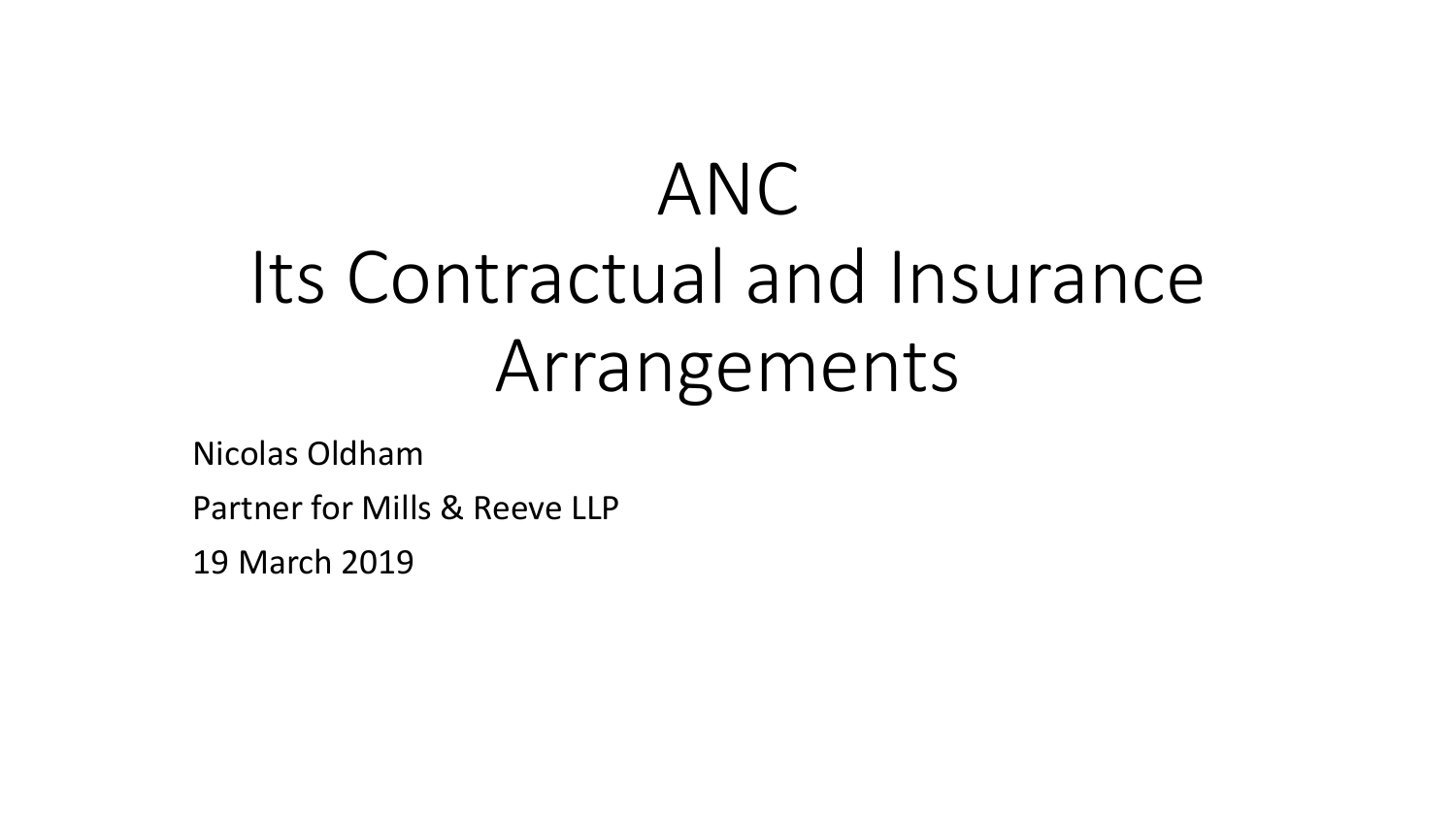# ANC
# Its Contractual and Insurance Arrangements

Nicolas Oldham

Partner for Mills & Reeve LLP

19 March 2019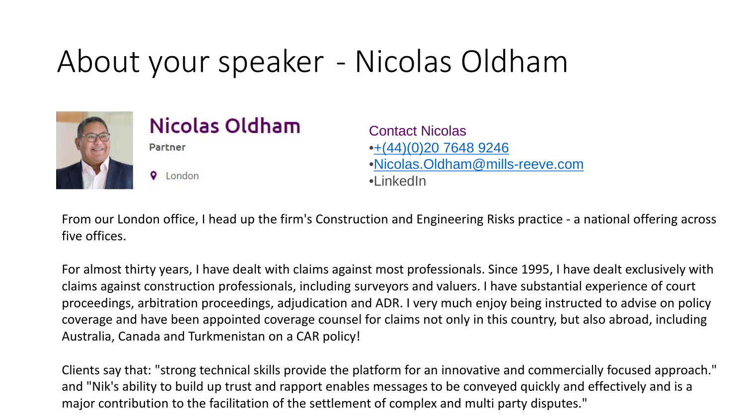# About your speaker - Nicolas Oldham

## Nicolas Oldham

Partner

London

Contact Nicolas

- +(44)(0)20 7648 9246
- Nicolas.Oldham@mills-reeve.com
- LinkedIn

From our London office, I head up the firm's Construction and Engineering Risks practice - a national offering across five offices.

For almost thirty years, I have dealt with claims against most professionals. Since 1995, I have dealt exclusively with claims against construction professionals, including surveyors and valuers. I have substantial experience of court proceedings, arbitration proceedings, adjudication and ADR. I very much enjoy being instructed to advise on policy coverage and have been appointed coverage counsel for claims not only in this country, but also abroad, including Australia, Canada and Turkmenistan on a CAR policy!

Clients say that: "strong technical skills provide the platform for an innovative and commercially focused approach." and "Nik's ability to build up trust and rapport enables messages to be conveyed quickly and effectively and is a major contribution to the facilitation of the settlement of complex and multi party disputes."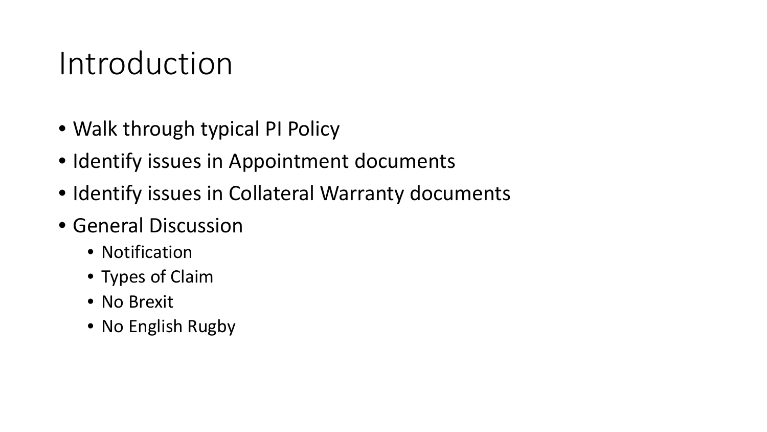# Introduction

- Walk through typical PI Policy
- Identify issues in Appointment documents
- Identify issues in Collateral Warranty documents
- General Discussion
  - Notification
  - Types of Claim
  - No Brexit
  - No English Rugby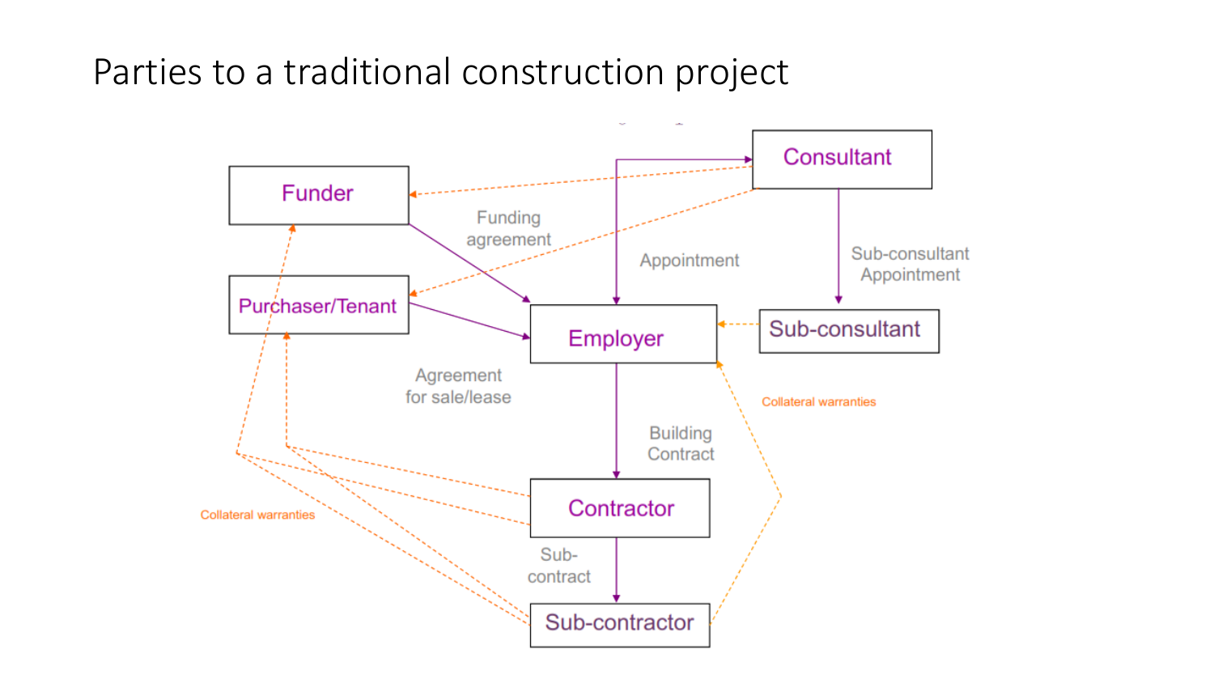# Parties to a traditional construction project

Funder

Purchaser/Tenant

Consultant

Employer

Sub-consultant

Contractor

Sub-contractor

Funding agreement

Appointment

Sub-consultant Appointment

Agreement for sale/lease

Building Contract

Sub-contract

Collateral warranties

Collateral warranties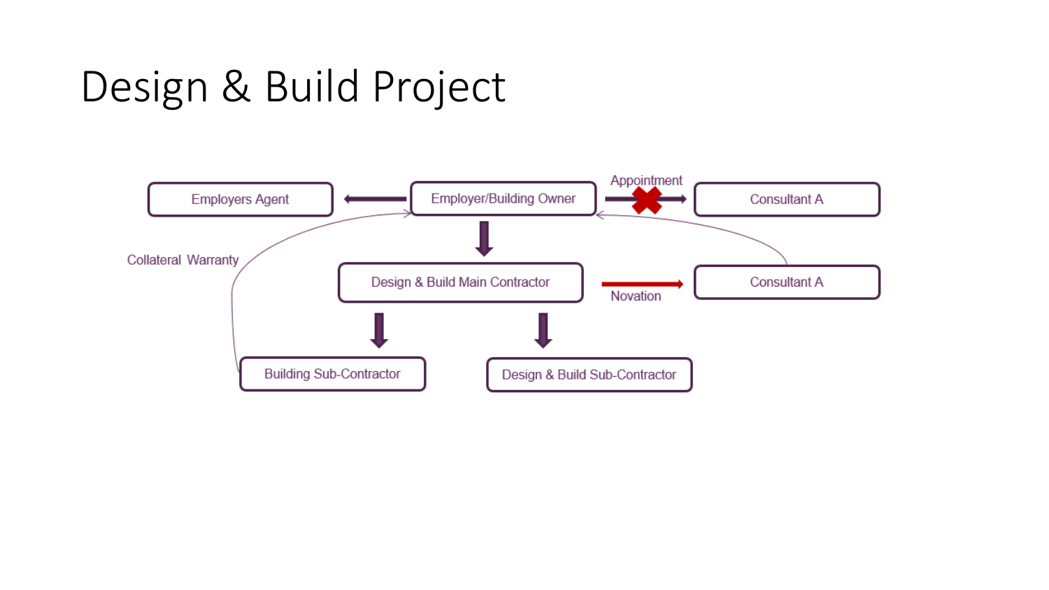# Design & Build Project

Employers Agent

Employer/Building Owner

Appointment

Consultant A

Collateral Warranty

Design & Build Main Contractor

Novation

Consultant A

Building Sub-Contractor

Design & Build Sub-Contractor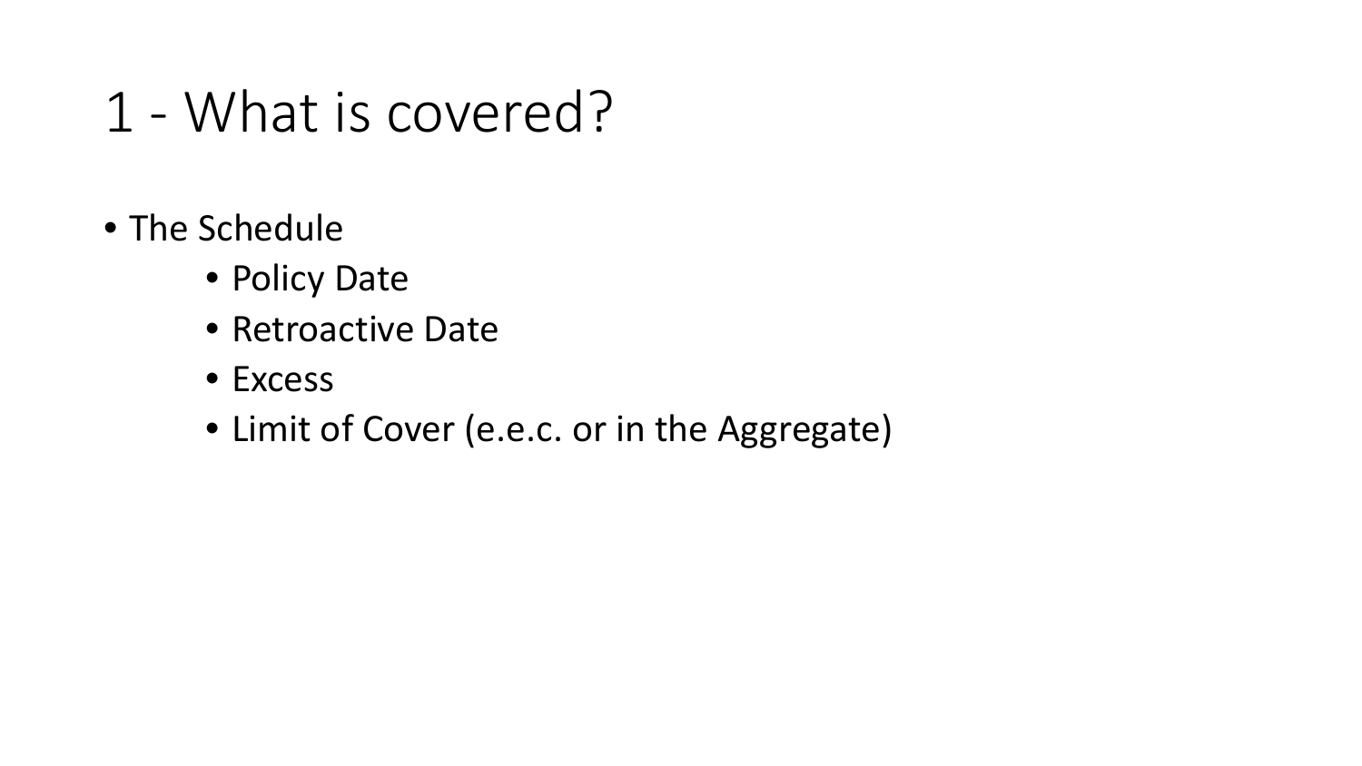# 1 - What is covered?

- The Schedule
  - Policy Date
  - Retroactive Date
  - Excess
  - Limit of Cover (e.e.c. or in the Aggregate)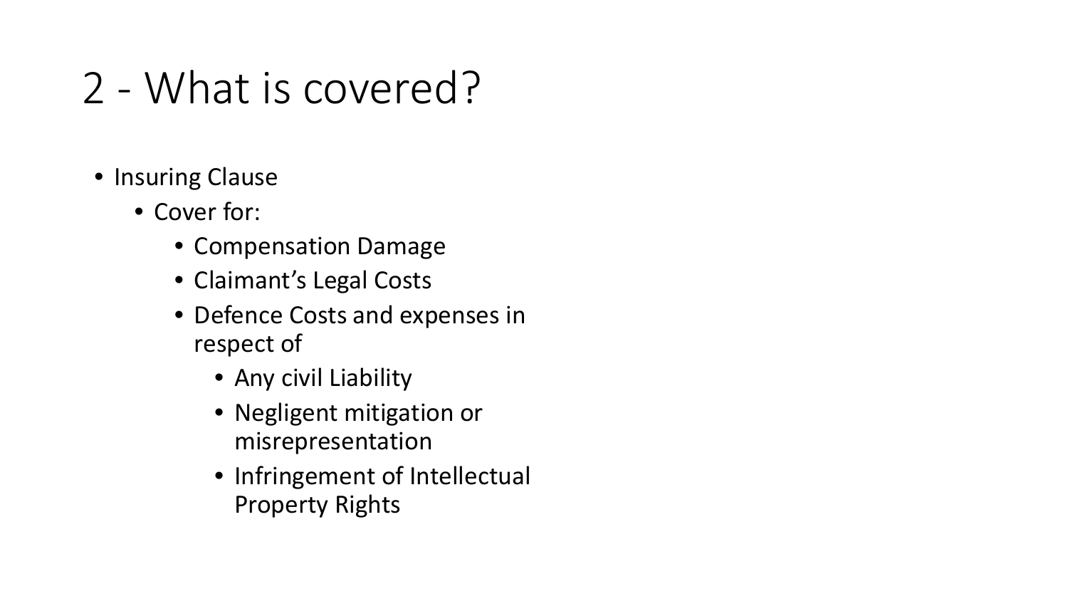# 2 - What is covered?

- Insuring Clause
  - Cover for:
    - Compensation Damage
    - Claimant's Legal Costs
    - Defence Costs and expenses in respect of
      - Any civil Liability
      - Negligent mitigation or misrepresentation
      - Infringement of Intellectual Property Rights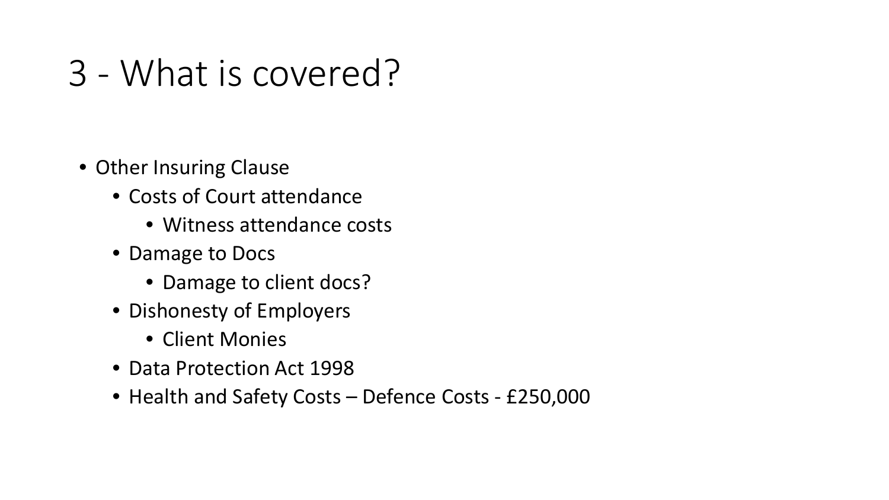# 3 - What is covered?

- Other Insuring Clause
  - Costs of Court attendance
    - Witness attendance costs
  - Damage to Docs
    - Damage to client docs?
  - Dishonesty of Employers
    - Client Monies
  - Data Protection Act 1998
  - Health and Safety Costs – Defence Costs - £250,000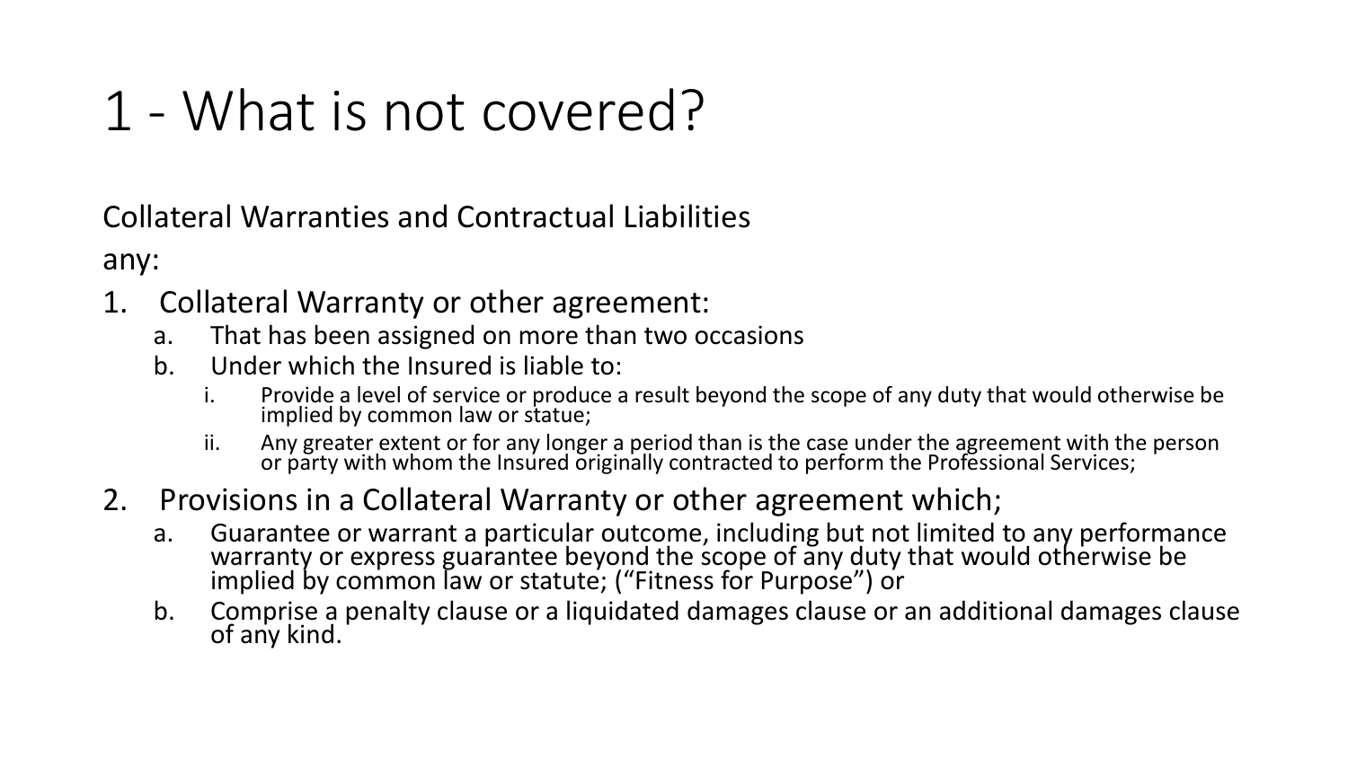# 1 - What is not covered?

Collateral Warranties and Contractual Liabilities

any:

1. Collateral Warranty or other agreement:
    a. That has been assigned on more than two occasions
    b. Under which the Insured is liable to:
        i. Provide a level of service or produce a result beyond the scope of any duty that would otherwise be implied by common law or statue;
        ii. Any greater extent or for any longer a period than is the case under the agreement with the person or party with whom the Insured originally contracted to perform the Professional Services;
2. Provisions in a Collateral Warranty or other agreement which;
    a. Guarantee or warrant a particular outcome, including but not limited to any performance warranty or express guarantee beyond the scope of any duty that would otherwise be implied by common law or statute; ("Fitness for Purpose") or
    b. Comprise a penalty clause or a liquidated damages clause or an additional damages clause of any kind.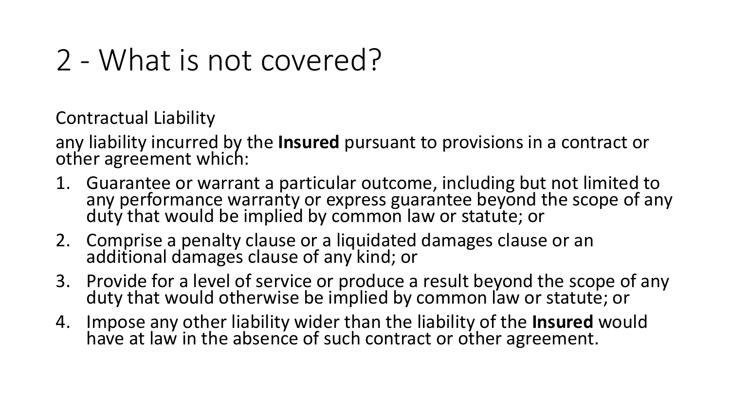# 2 - What is not covered?

Contractual Liability

any liability incurred by the **Insured** pursuant to provisions in a contract or other agreement which:

1. Guarantee or warrant a particular outcome, including but not limited to any performance warranty or express guarantee beyond the scope of any duty that would be implied by common law or statute; or
2. Comprise a penalty clause or a liquidated damages clause or an additional damages clause of any kind; or
3. Provide for a level of service or produce a result beyond the scope of any duty that would otherwise be implied by common law or statute; or
4. Impose any other liability wider than the liability of the **Insured** would have at law in the absence of such contract or other agreement.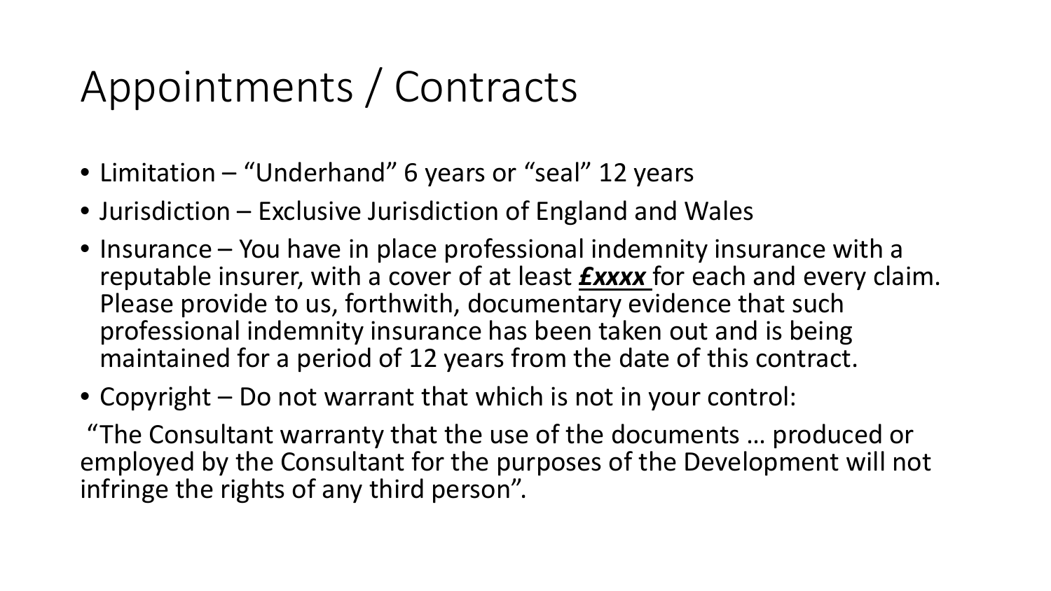# Appointments / Contracts

- Limitation – “Underhand” 6 years or “seal” 12 years
- Jurisdiction – Exclusive Jurisdiction of England and Wales
- Insurance – You have in place professional indemnity insurance with a reputable insurer, with a cover of at least ***£xxxx*** for each and every claim. Please provide to us, forthwith, documentary evidence that such professional indemnity insurance has been taken out and is being maintained for a period of 12 years from the date of this contract.
- Copyright – Do not warrant that which is not in your control:

“The Consultant warranty that the use of the documents … produced or employed by the Consultant for the purposes of the Development will not infringe the rights of any third person”.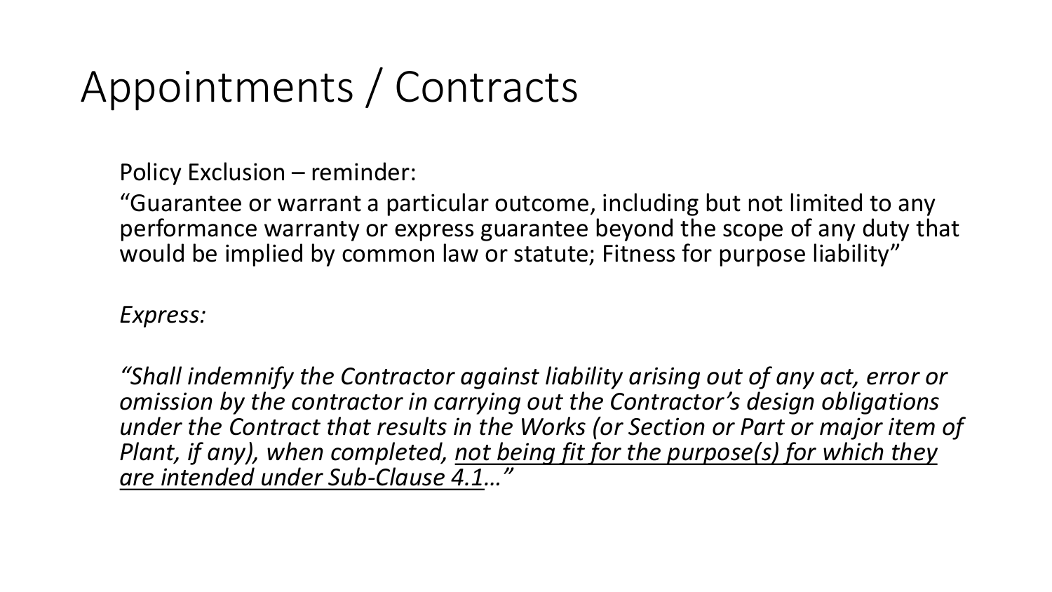# Appointments / Contracts

Policy Exclusion – reminder:

"Guarantee or warrant a particular outcome, including but not limited to any performance warranty or express guarantee beyond the scope of any duty that would be implied by common law or statute; Fitness for purpose liability"

*Express:*

*"Shall indemnify the Contractor against liability arising out of any act, error or omission by the contractor in carrying out the Contractor's design obligations under the Contract that results in the Works (or Section or Part or major item of Plant, if any), when completed, <u>not being fit for the purpose(s) for which they are intended under Sub-Clause 4.1</u>…"*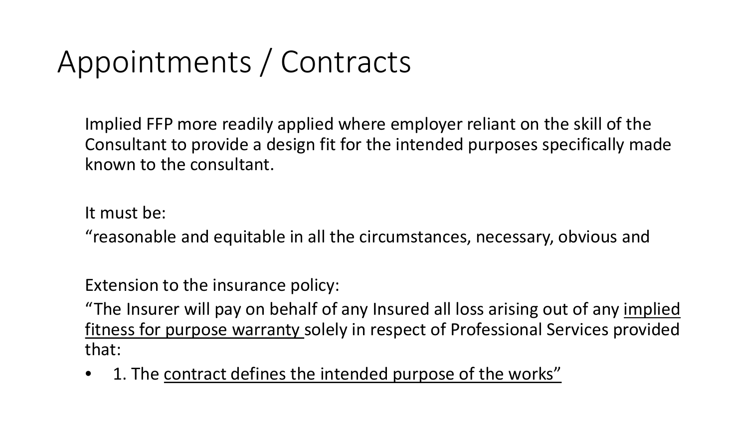# Appointments / Contracts

Implied FFP more readily applied where employer reliant on the skill of the Consultant to provide a design fit for the intended purposes specifically made known to the consultant.

It must be:

“reasonable and equitable in all the circumstances, necessary, obvious and

Extension to the insurance policy:

“The Insurer will pay on behalf of any Insured all loss arising out of any <u>implied fitness for purpose warranty</u> solely in respect of Professional Services provided that:

- 1. The <u>contract defines the intended purpose of the works”</u>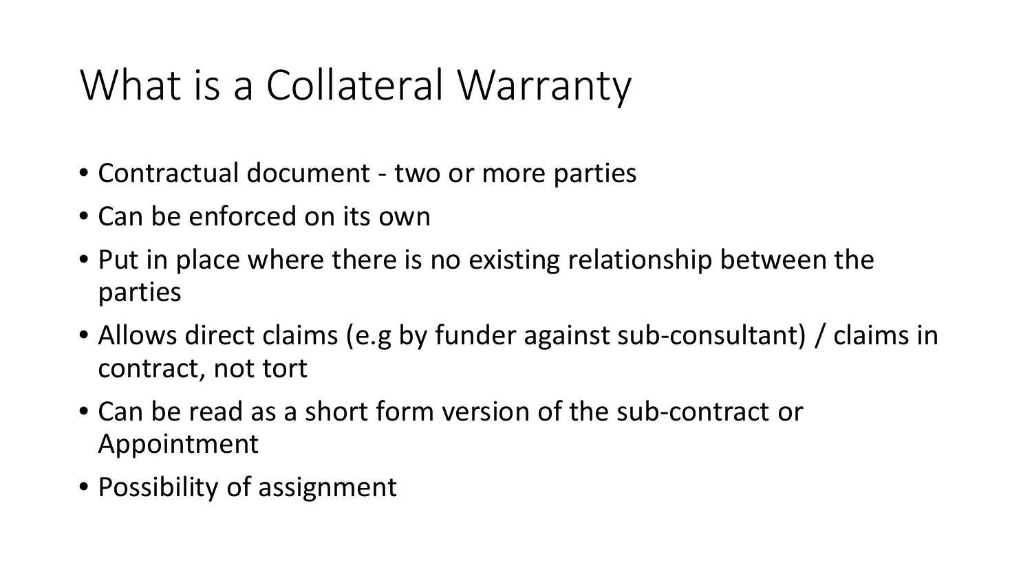# What is a Collateral Warranty

- Contractual document - two or more parties
- Can be enforced on its own
- Put in place where there is no existing relationship between the parties
- Allows direct claims (e.g by funder against sub-consultant) / claims in contract, not tort
- Can be read as a short form version of the sub-contract or Appointment
- Possibility of assignment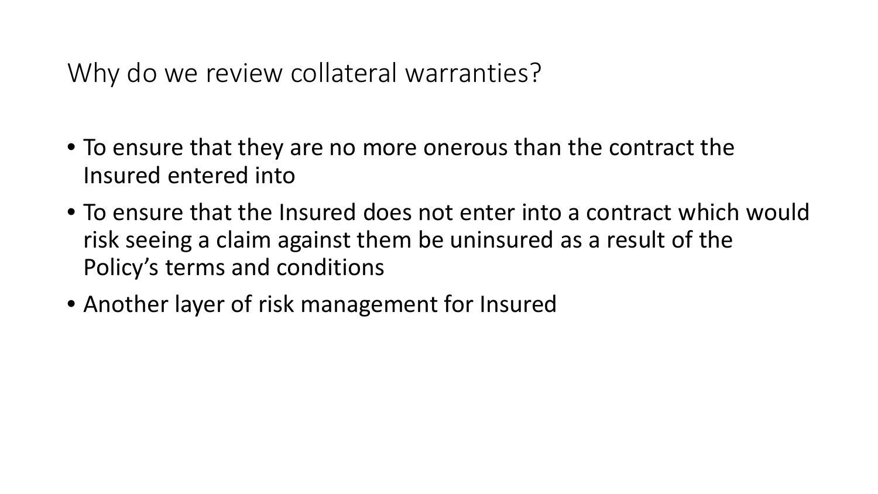# Why do we review collateral warranties?

- To ensure that they are no more onerous than the contract the Insured entered into
- To ensure that the Insured does not enter into a contract which would risk seeing a claim against them be uninsured as a result of the Policy's terms and conditions
- Another layer of risk management for Insured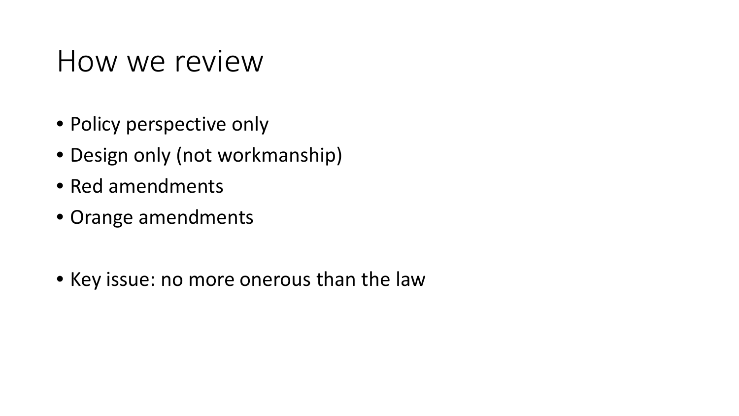# How we review

- Policy perspective only
- Design only (not workmanship)
- Red amendments
- Orange amendments

- Key issue: no more onerous than the law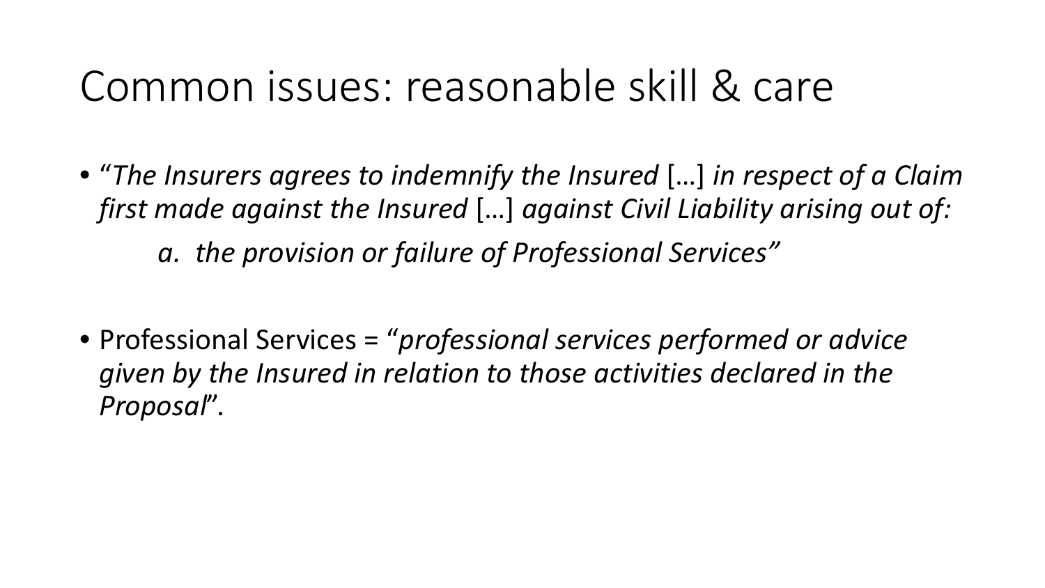# Common issues: reasonable skill & care

- "*The Insurers agrees to indemnify the Insured* […] *in respect of a Claim first made against the Insured* […] *against Civil Liability arising out of:*

  *a. the provision or failure of Professional Services"*

- Professional Services = "*professional services performed or advice given by the Insured in relation to those activities declared in the Proposal*".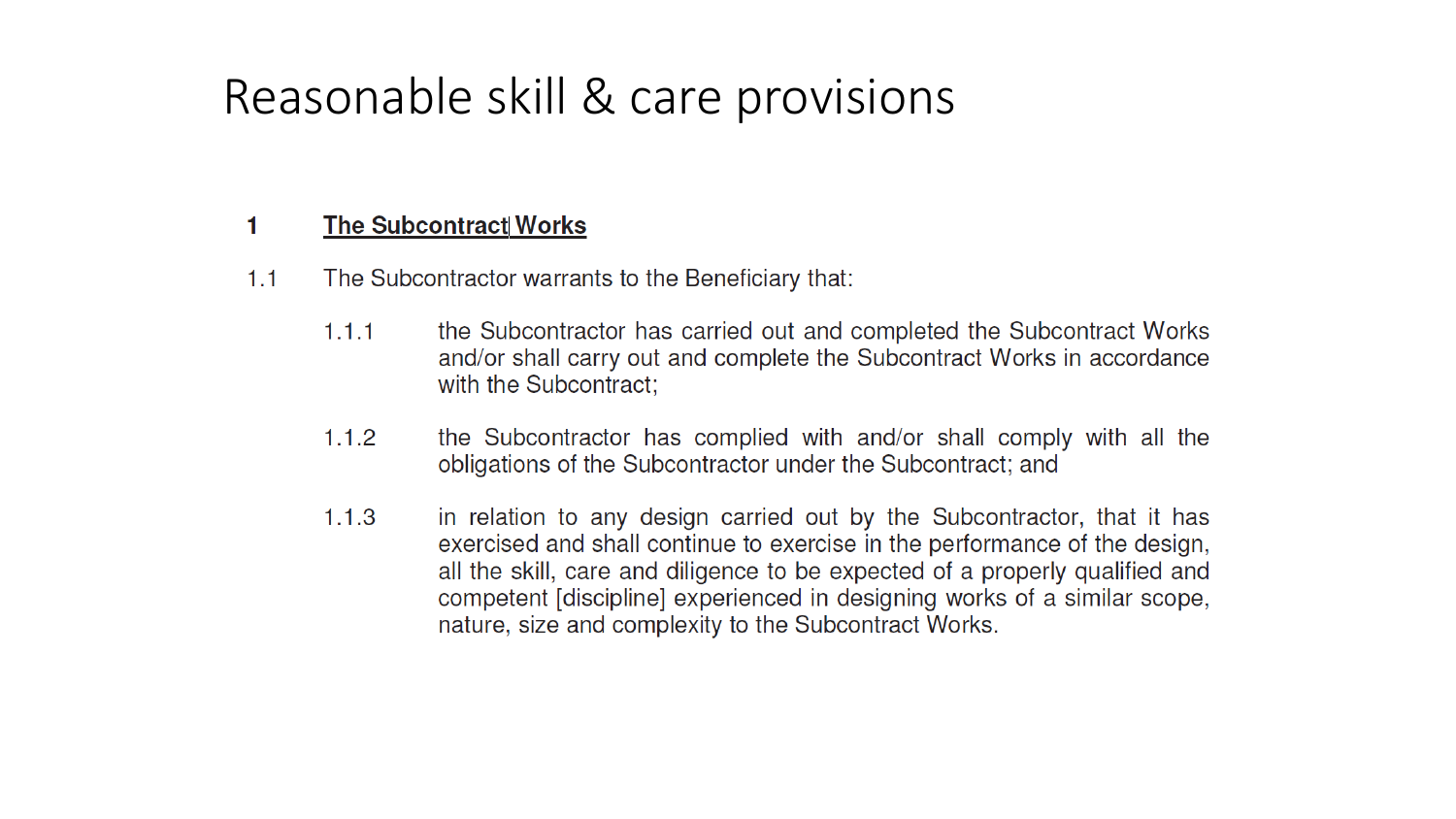# Reasonable skill & care provisions

**1 The Subcontract Works**

1.1 The Subcontractor warrants to the Beneficiary that:

1.1.1 the Subcontractor has carried out and completed the Subcontract Works and/or shall carry out and complete the Subcontract Works in accordance with the Subcontract;

1.1.2 the Subcontractor has complied with and/or shall comply with all the obligations of the Subcontractor under the Subcontract; and

1.1.3 in relation to any design carried out by the Subcontractor, that it has exercised and shall continue to exercise in the performance of the design, all the skill, care and diligence to be expected of a properly qualified and competent [discipline] experienced in designing works of a similar scope, nature, size and complexity to the Subcontract Works.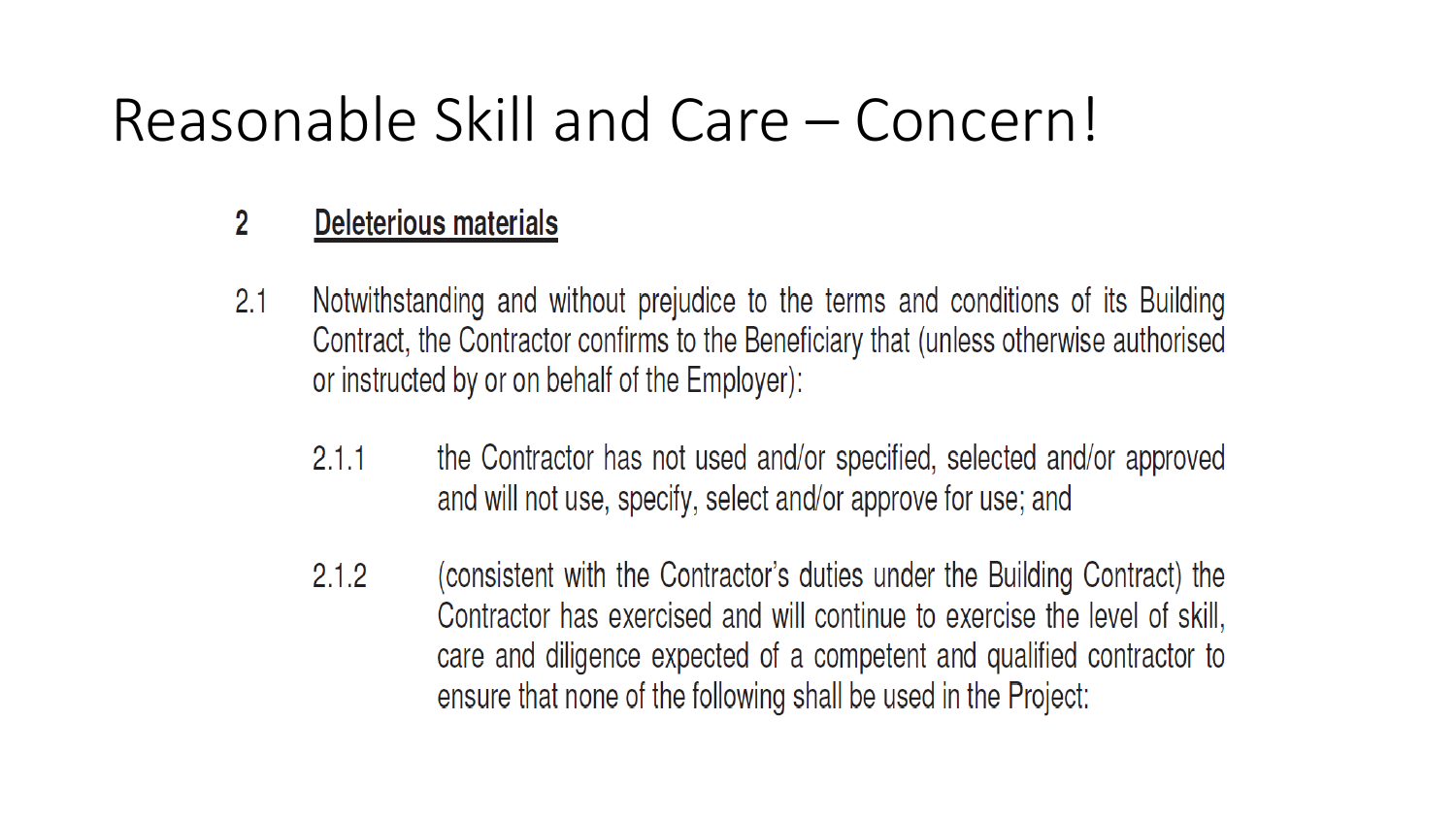# Reasonable Skill and Care – Concern!

## 2 Deleterious materials

2.1 Notwithstanding and without prejudice to the terms and conditions of its Building Contract, the Contractor confirms to the Beneficiary that (unless otherwise authorised or instructed by or on behalf of the Employer):

2.1.1 the Contractor has not used and/or specified, selected and/or approved and will not use, specify, select and/or approve for use; and

2.1.2 (consistent with the Contractor's duties under the Building Contract) the Contractor has exercised and will continue to exercise the level of skill, care and diligence expected of a competent and qualified contractor to ensure that none of the following shall be used in the Project: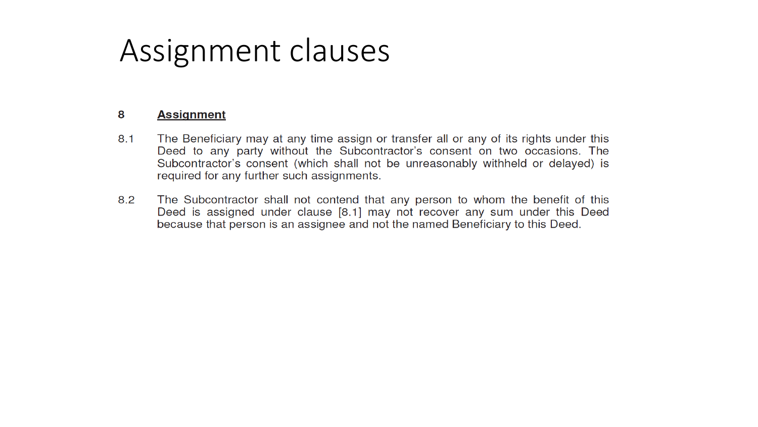# Assignment clauses

**8 Assignment**

8.1 The Beneficiary may at any time assign or transfer all or any of its rights under this Deed to any party without the Subcontractor's consent on two occasions. The Subcontractor's consent (which shall not be unreasonably withheld or delayed) is required for any further such assignments.

8.2 The Subcontractor shall not contend that any person to whom the benefit of this Deed is assigned under clause [8.1] may not recover any sum under this Deed because that person is an assignee and not the named Beneficiary to this Deed.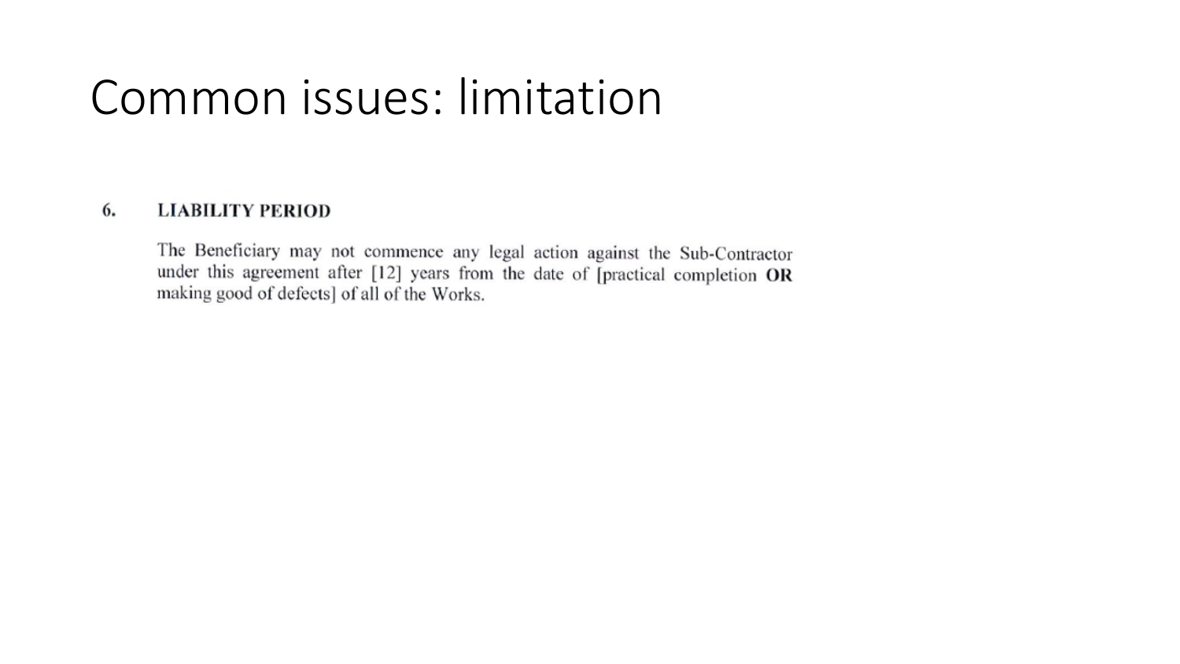# Common issues: limitation

**6. LIABILITY PERIOD**

The Beneficiary may not commence any legal action against the Sub-Contractor under this agreement after [12] years from the date of [practical completion **OR** making good of defects] of all of the Works.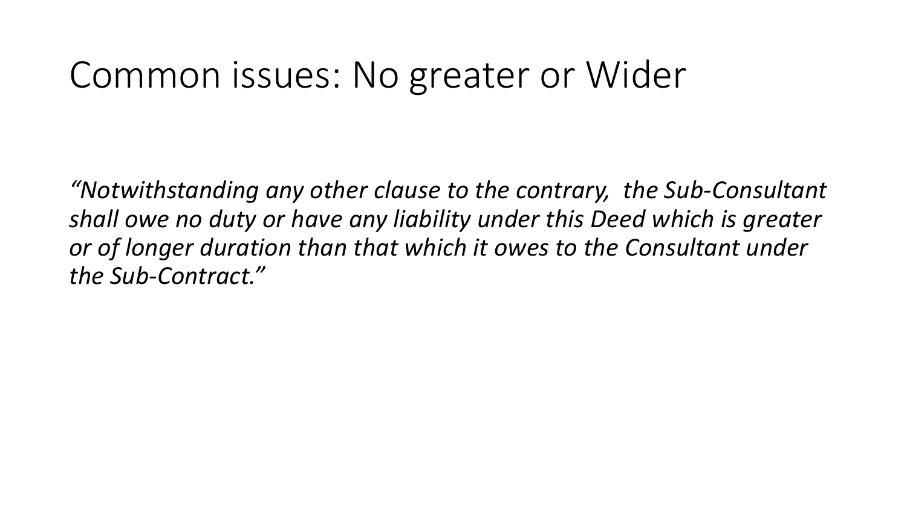# Common issues: No greater or Wider

*"Notwithstanding any other clause to the contrary, the Sub-Consultant shall owe no duty or have any liability under this Deed which is greater or of longer duration than that which it owes to the Consultant under the Sub-Contract."*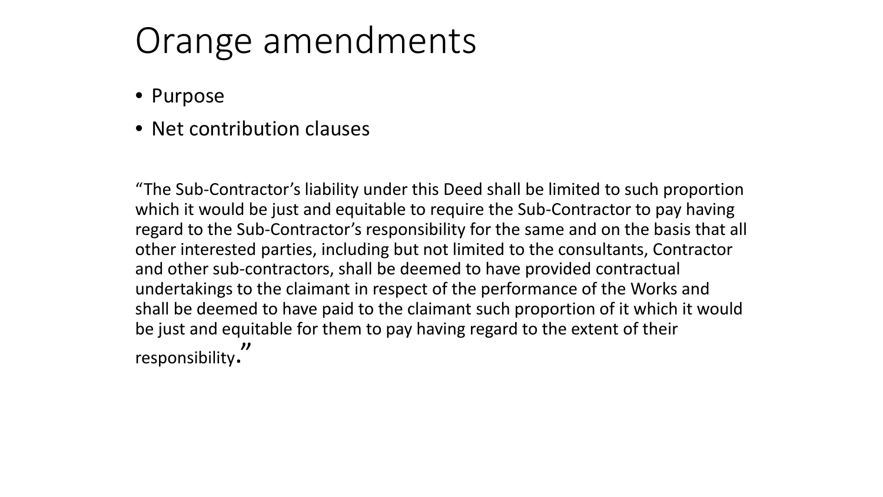# Orange amendments

- Purpose
- Net contribution clauses

"The Sub-Contractor's liability under this Deed shall be limited to such proportion which it would be just and equitable to require the Sub-Contractor to pay having regard to the Sub-Contractor's responsibility for the same and on the basis that all other interested parties, including but not limited to the consultants, Contractor and other sub-contractors, shall be deemed to have provided contractual undertakings to the claimant in respect of the performance of the Works and shall be deemed to have paid to the claimant such proportion of it which it would be just and equitable for them to pay having regard to the extent of their responsibility."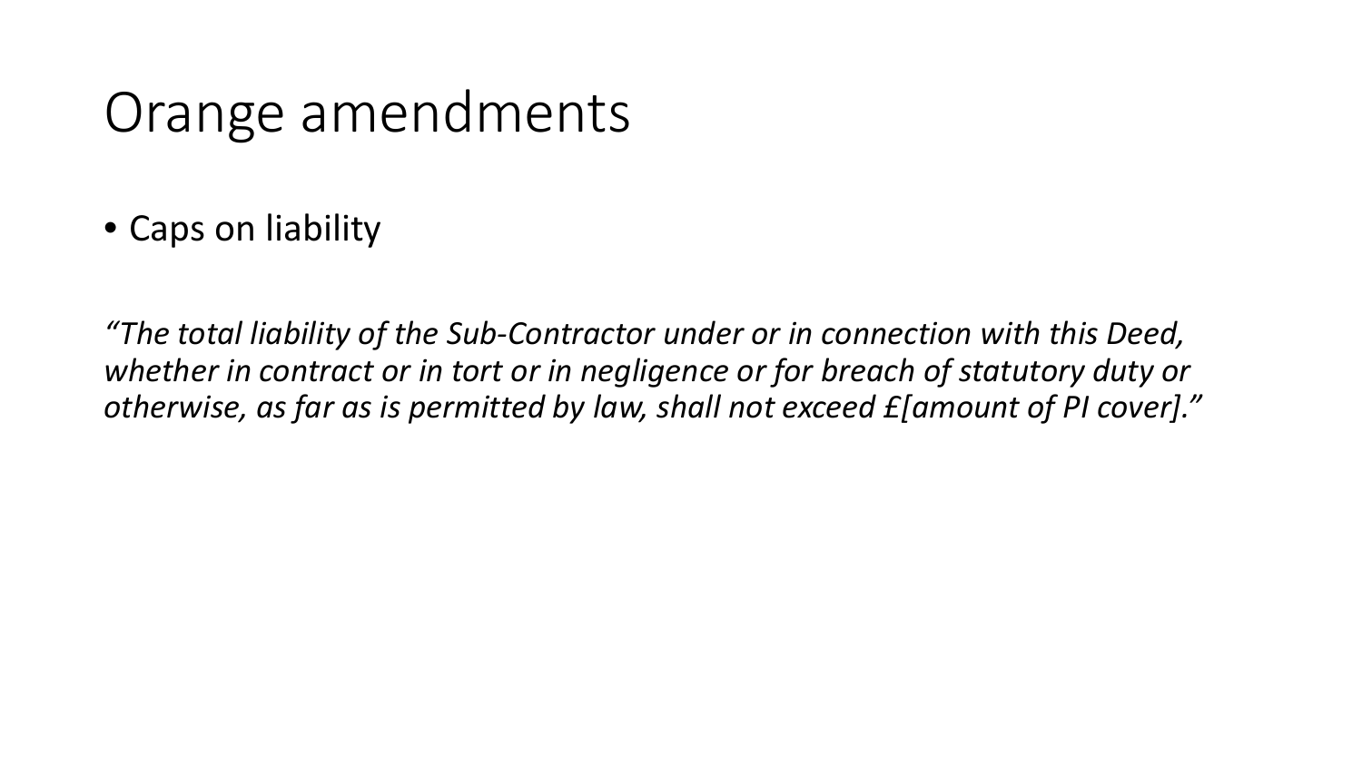# Orange amendments

- Caps on liability

*“The total liability of the Sub-Contractor under or in connection with this Deed, whether in contract or in tort or in negligence or for breach of statutory duty or otherwise, as far as is permitted by law, shall not exceed £[amount of PI cover].”*